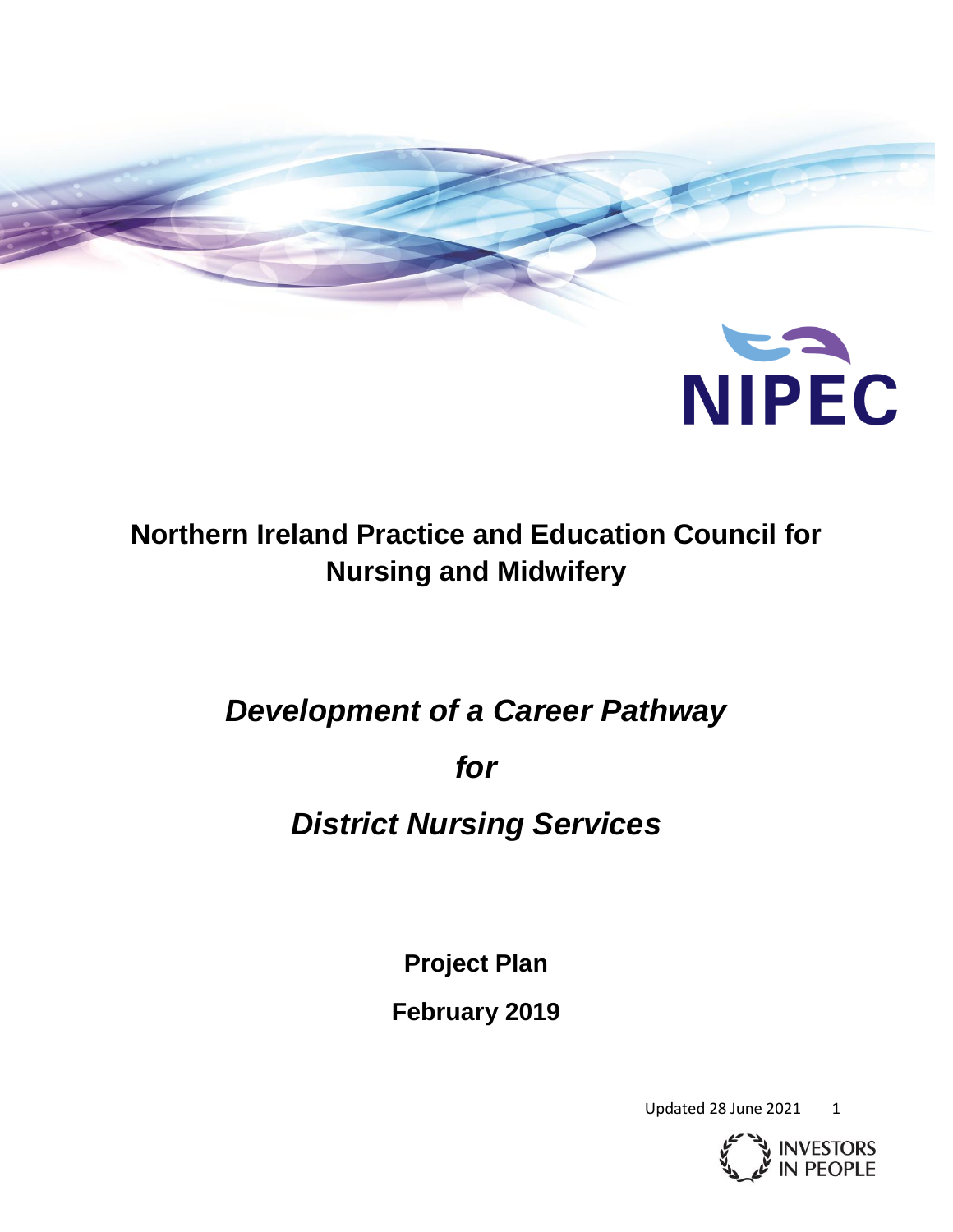NIPEC

# Northern Ireland Practice and Education Council for Nursing and Midwifery

## *Development of a Career Pathway*

## *for*

## *District Nursing Services*

**Project Plan**

**February 2019**

Updated 28 June 2021

INVESTORS IN PEOPLE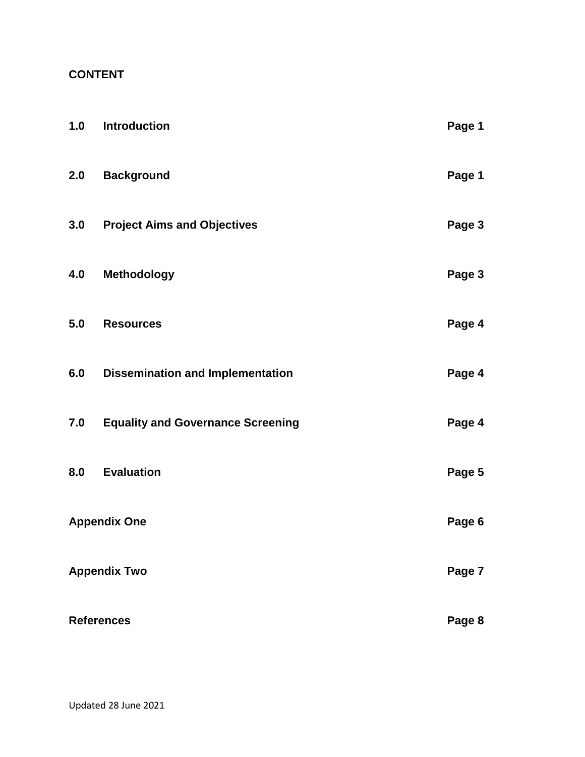**CONTENT**

| | | |
|---|---|---|
| **1.0** | **Introduction** | **Page 1** |
| **2.0** | **Background** | **Page 1** |
| **3.0** | **Project Aims and Objectives** | **Page 3** |
| **4.0** | **Methodology** | **Page 3** |
| **5.0** | **Resources** | **Page 4** |
| **6.0** | **Dissemination and Implementation** | **Page 4** |
| **7.0** | **Equality and Governance Screening** | **Page 4** |
| **8.0** | **Evaluation** | **Page 5** |
| **Appendix One** | | **Page 6** |
| **Appendix Two** | | **Page 7** |
| **References** | | **Page 8** |

Updated 28 June 2021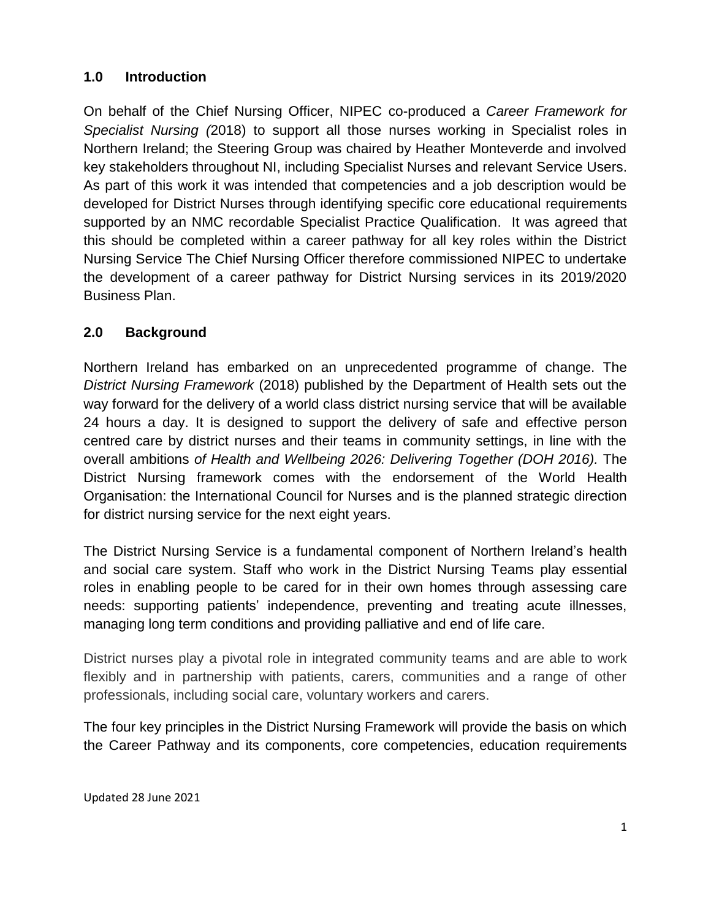## 1.0 Introduction

On behalf of the Chief Nursing Officer, NIPEC co-produced a *Career Framework for Specialist Nursing (*2018) to support all those nurses working in Specialist roles in Northern Ireland; the Steering Group was chaired by Heather Monteverde and involved key stakeholders throughout NI, including Specialist Nurses and relevant Service Users. As part of this work it was intended that competencies and a job description would be developed for District Nurses through identifying specific core educational requirements supported by an NMC recordable Specialist Practice Qualification. It was agreed that this should be completed within a career pathway for all key roles within the District Nursing Service The Chief Nursing Officer therefore commissioned NIPEC to undertake the development of a career pathway for District Nursing services in its 2019/2020 Business Plan.

## 2.0 Background

Northern Ireland has embarked on an unprecedented programme of change. The *District Nursing Framework* (2018) published by the Department of Health sets out the way forward for the delivery of a world class district nursing service that will be available 24 hours a day. It is designed to support the delivery of safe and effective person centred care by district nurses and their teams in community settings, in line with the overall ambitions *of Health and Wellbeing 2026: Delivering Together (DOH 2016).* The District Nursing framework comes with the endorsement of the World Health Organisation: the International Council for Nurses and is the planned strategic direction for district nursing service for the next eight years.

The District Nursing Service is a fundamental component of Northern Ireland's health and social care system. Staff who work in the District Nursing Teams play essential roles in enabling people to be cared for in their own homes through assessing care needs: supporting patients' independence, preventing and treating acute illnesses, managing long term conditions and providing palliative and end of life care.

District nurses play a pivotal role in integrated community teams and are able to work flexibly and in partnership with patients, carers, communities and a range of other professionals, including social care, voluntary workers and carers.

The four key principles in the District Nursing Framework will provide the basis on which the Career Pathway and its components, core competencies, education requirements

Updated 28 June 2021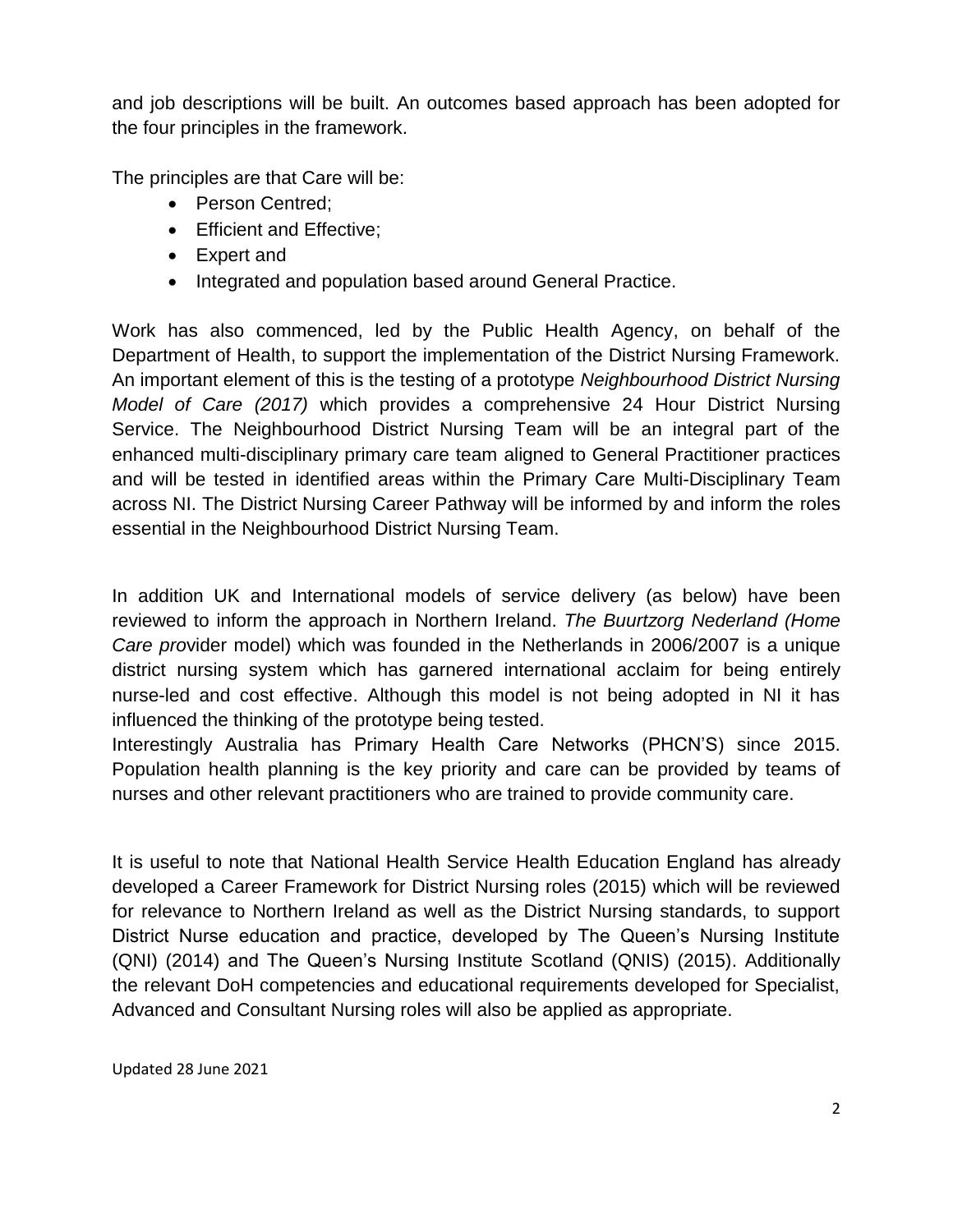and job descriptions will be built. An outcomes based approach has been adopted for the four principles in the framework.

The principles are that Care will be:

- Person Centred;
- Efficient and Effective;
- Expert and
- Integrated and population based around General Practice.

Work has also commenced, led by the Public Health Agency, on behalf of the Department of Health, to support the implementation of the District Nursing Framework. An important element of this is the testing of a prototype *Neighbourhood District Nursing Model of Care (2017)* which provides a comprehensive 24 Hour District Nursing Service. The Neighbourhood District Nursing Team will be an integral part of the enhanced multi-disciplinary primary care team aligned to General Practitioner practices and will be tested in identified areas within the Primary Care Multi-Disciplinary Team across NI. The District Nursing Career Pathway will be informed by and inform the roles essential in the Neighbourhood District Nursing Team.

In addition UK and International models of service delivery (as below) have been reviewed to inform the approach in Northern Ireland. *The Buurtzorg Nederland (Home Care pro*vider model) which was founded in the Netherlands in 2006/2007 is a unique district nursing system which has garnered international acclaim for being entirely nurse-led and cost effective. Although this model is not being adopted in NI it has influenced the thinking of the prototype being tested.
Interestingly Australia has Primary Health Care Networks (PHCN'S) since 2015. Population health planning is the key priority and care can be provided by teams of nurses and other relevant practitioners who are trained to provide community care.

It is useful to note that National Health Service Health Education England has already developed a Career Framework for District Nursing roles (2015) which will be reviewed for relevance to Northern Ireland as well as the District Nursing standards, to support District Nurse education and practice, developed by The Queen's Nursing Institute (QNI) (2014) and The Queen's Nursing Institute Scotland (QNIS) (2015). Additionally the relevant DoH competencies and educational requirements developed for Specialist, Advanced and Consultant Nursing roles will also be applied as appropriate.

Updated 28 June 2021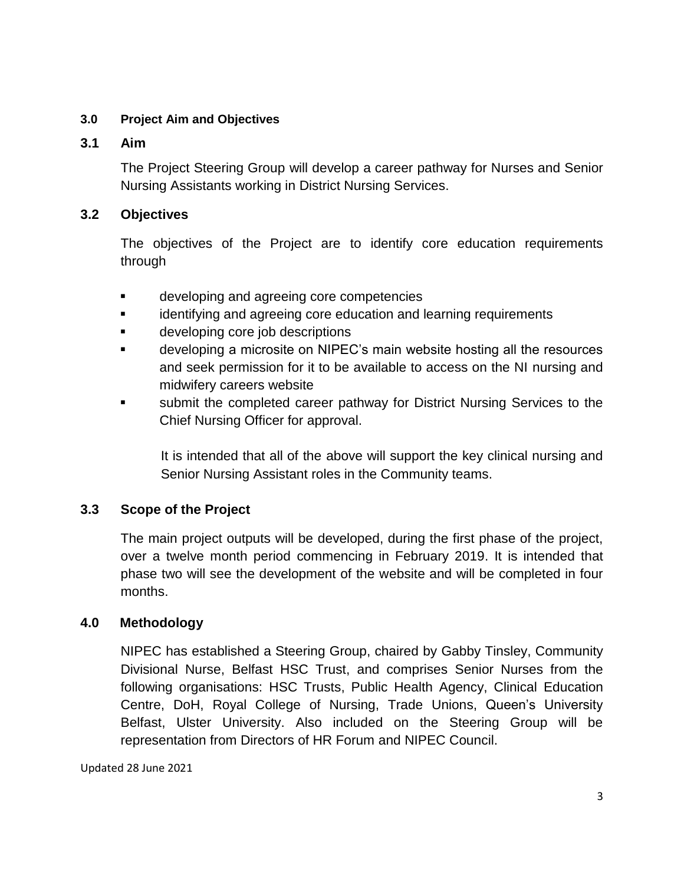## 3.0 Project Aim and Objectives

### 3.1 Aim

The Project Steering Group will develop a career pathway for Nurses and Senior Nursing Assistants working in District Nursing Services.

### 3.2 Objectives

The objectives of the Project are to identify core education requirements through

- developing and agreeing core competencies
- identifying and agreeing core education and learning requirements
- developing core job descriptions
- developing a microsite on NIPEC's main website hosting all the resources and seek permission for it to be available to access on the NI nursing and midwifery careers website
- submit the completed career pathway for District Nursing Services to the Chief Nursing Officer for approval.

It is intended that all of the above will support the key clinical nursing and Senior Nursing Assistant roles in the Community teams.

### 3.3 Scope of the Project

The main project outputs will be developed, during the first phase of the project, over a twelve month period commencing in February 2019. It is intended that phase two will see the development of the website and will be completed in four months.

## 4.0 Methodology

NIPEC has established a Steering Group, chaired by Gabby Tinsley, Community Divisional Nurse, Belfast HSC Trust, and comprises Senior Nurses from the following organisations: HSC Trusts, Public Health Agency, Clinical Education Centre, DoH, Royal College of Nursing, Trade Unions, Queen's University Belfast, Ulster University. Also included on the Steering Group will be representation from Directors of HR Forum and NIPEC Council.

Updated 28 June 2021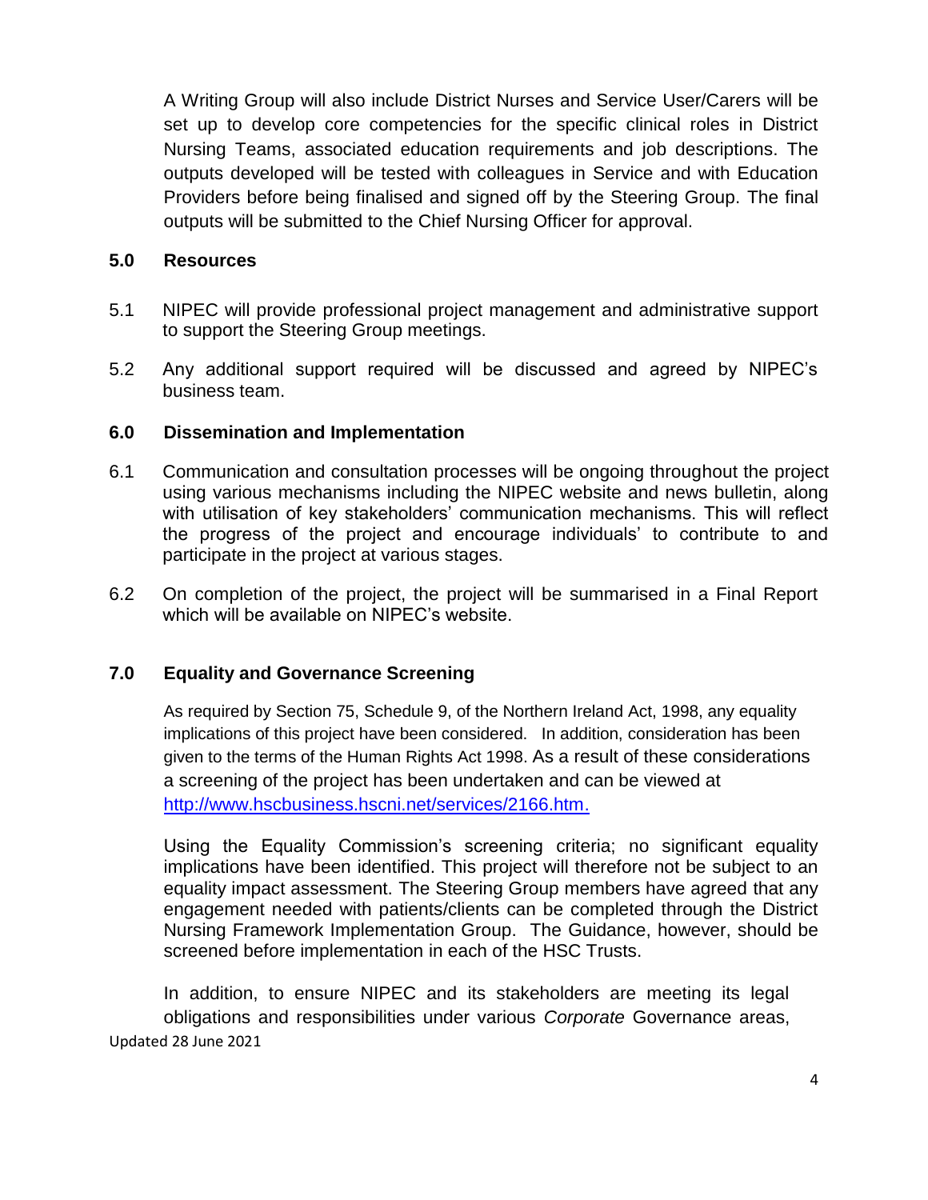A Writing Group will also include District Nurses and Service User/Carers will be set up to develop core competencies for the specific clinical roles in District Nursing Teams, associated education requirements and job descriptions. The outputs developed will be tested with colleagues in Service and with Education Providers before being finalised and signed off by the Steering Group. The final outputs will be submitted to the Chief Nursing Officer for approval.

## 5.0 Resources

5.1 NIPEC will provide professional project management and administrative support to support the Steering Group meetings.

5.2 Any additional support required will be discussed and agreed by NIPEC's business team.

## 6.0 Dissemination and Implementation

6.1 Communication and consultation processes will be ongoing throughout the project using various mechanisms including the NIPEC website and news bulletin, along with utilisation of key stakeholders' communication mechanisms. This will reflect the progress of the project and encourage individuals' to contribute to and participate in the project at various stages.

6.2 On completion of the project, the project will be summarised in a Final Report which will be available on NIPEC's website.

## 7.0 Equality and Governance Screening

As required by Section 75, Schedule 9, of the Northern Ireland Act, 1998, any equality implications of this project have been considered. In addition, consideration has been given to the terms of the Human Rights Act 1998. As a result of these considerations a screening of the project has been undertaken and can be viewed at [http://www.hscbusiness.hscni.net/services/2166.htm.](http://www.hscbusiness.hscni.net/services/2166.htm)

Using the Equality Commission's screening criteria; no significant equality implications have been identified. This project will therefore not be subject to an equality impact assessment. The Steering Group members have agreed that any engagement needed with patients/clients can be completed through the District Nursing Framework Implementation Group. The Guidance, however, should be screened before implementation in each of the HSC Trusts.

In addition, to ensure NIPEC and its stakeholders are meeting its legal obligations and responsibilities under various *Corporate* Governance areas,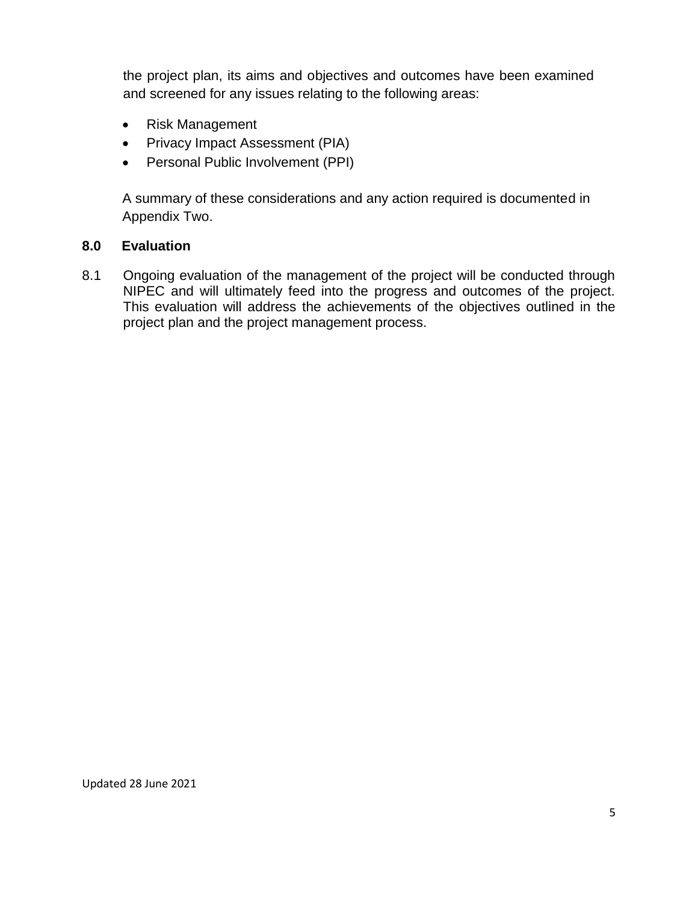the project plan, its aims and objectives and outcomes have been examined and screened for any issues relating to the following areas:

- Risk Management
- Privacy Impact Assessment (PIA)
- Personal Public Involvement (PPI)

A summary of these considerations and any action required is documented in Appendix Two.

## 8.0 Evaluation

8.1 Ongoing evaluation of the management of the project will be conducted through NIPEC and will ultimately feed into the progress and outcomes of the project. This evaluation will address the achievements of the objectives outlined in the project plan and the project management process.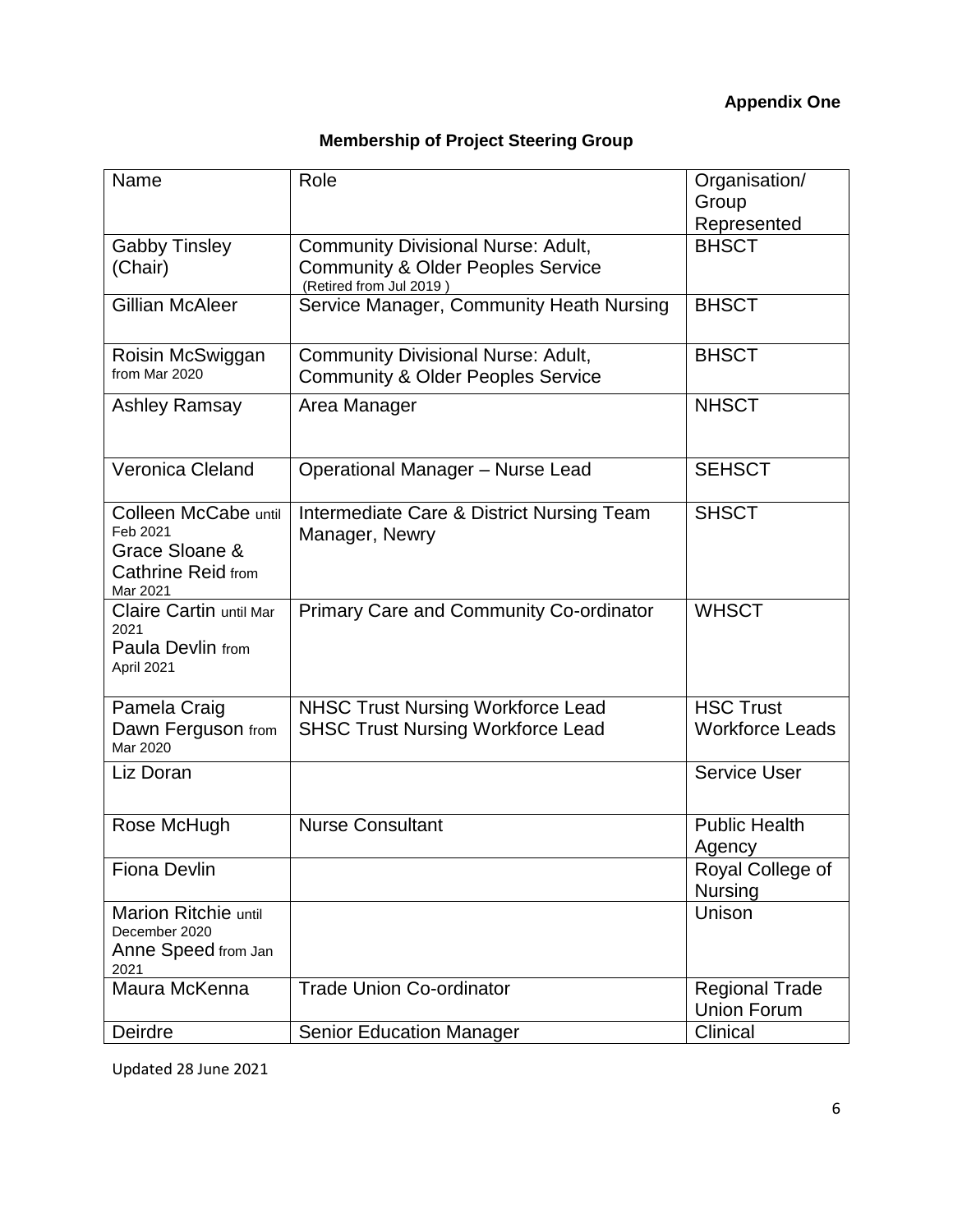**Appendix One**

**Membership of Project Steering Group**

| Name | Role | Organisation/ Group Represented |
|---|---|---|
| Gabby Tinsley (Chair) | Community Divisional Nurse: Adult, Community & Older Peoples Service (Retired from Jul 2019 ) | BHSCT |
| Gillian McAleer | Service Manager, Community Heath Nursing | BHSCT |
| Roisin McSwiggan from Mar 2020 | Community Divisional Nurse: Adult, Community & Older Peoples Service | BHSCT |
| Ashley Ramsay | Area Manager | NHSCT |
| Veronica Cleland | Operational Manager – Nurse Lead | SEHSCT |
| Colleen McCabe until Feb 2021<br>Grace Sloane & Cathrine Reid from Mar 2021 | Intermediate Care & District Nursing Team Manager, Newry | SHSCT |
| Claire Cartin until Mar 2021<br>Paula Devlin from April 2021 | Primary Care and Community Co-ordinator | WHSCT |
| Pamela Craig<br>Dawn Ferguson from Mar 2020 | NHSC Trust Nursing Workforce Lead<br>SHSC Trust Nursing Workforce Lead | HSC Trust Workforce Leads |
| Liz Doran | | Service User |
| Rose McHugh | Nurse Consultant | Public Health Agency |
| Fiona Devlin | | Royal College of Nursing |
| Marion Ritchie until December 2020<br>Anne Speed from Jan 2021 | | Unison |
| Maura McKenna | Trade Union Co-ordinator | Regional Trade Union Forum |
| Deirdre | Senior Education Manager | Clinical |

Updated 28 June 2021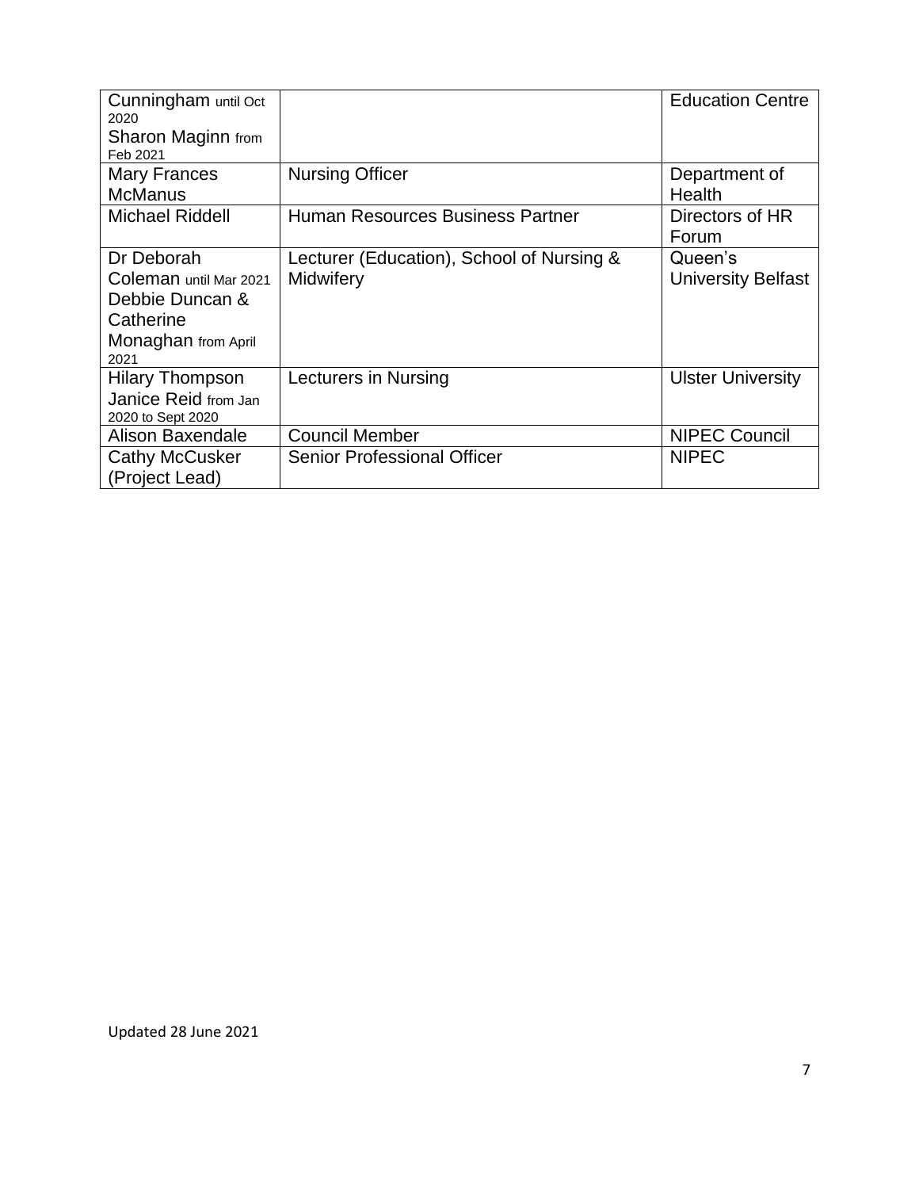| | | |
|---|---|---|
| Cunningham until Oct 2020<br>Sharon Maginn from Feb 2021 | | Education Centre |
| Mary Frances McManus | Nursing Officer | Department of Health |
| Michael Riddell | Human Resources Business Partner | Directors of HR Forum |
| Dr Deborah Coleman until Mar 2021<br>Debbie Duncan & Catherine Monaghan from April 2021 | Lecturer (Education), School of Nursing & Midwifery | Queen's University Belfast |
| Hilary Thompson<br>Janice Reid from Jan 2020 to Sept 2020 | Lecturers in Nursing | Ulster University |
| Alison Baxendale | Council Member | NIPEC Council |
| Cathy McCusker (Project Lead) | Senior Professional Officer | NIPEC |

Updated 28 June 2021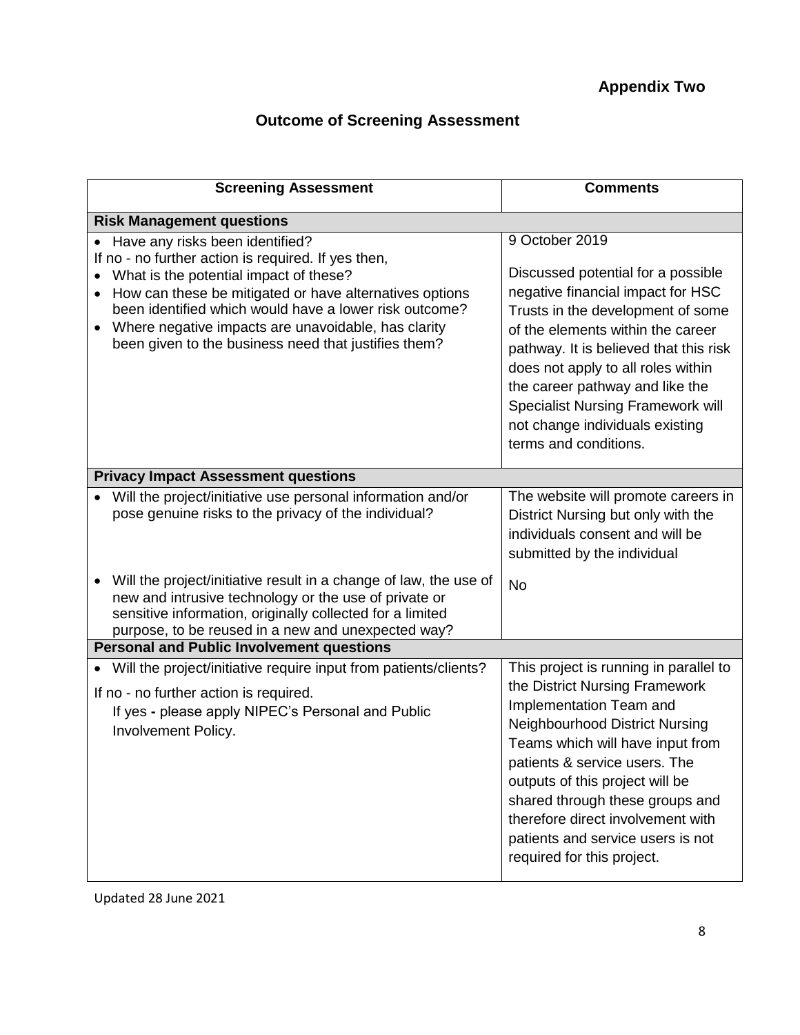**Appendix Two**

## Outcome of Screening Assessment

| Screening Assessment | Comments |
|---|---|
| **Risk Management questions** | |
| • Have any risks been identified?<br>If no - no further action is required. If yes then,<br>• What is the potential impact of these?<br>• How can these be mitigated or have alternatives options been identified which would have a lower risk outcome?<br>• Where negative impacts are unavoidable, has clarity been given to the business need that justifies them? | 9 October 2019<br><br>Discussed potential for a possible negative financial impact for HSC Trusts in the development of some of the elements within the career pathway. It is believed that this risk does not apply to all roles within the career pathway and like the Specialist Nursing Framework will not change individuals existing terms and conditions. |
| **Privacy Impact Assessment questions** | |
| • Will the project/initiative use personal information and/or pose genuine risks to the privacy of the individual? | The website will promote careers in District Nursing but only with the individuals consent and will be submitted by the individual |
| • Will the project/initiative result in a change of law, the use of new and intrusive technology or the use of private or sensitive information, originally collected for a limited purpose, to be reused in a new and unexpected way? | No |
| **Personal and Public Involvement questions** | |
| • Will the project/initiative require input from patients/clients?<br><br>If no - no further action is required.<br>If yes - please apply NIPEC's Personal and Public Involvement Policy. | This project is running in parallel to the District Nursing Framework Implementation Team and Neighbourhood District Nursing Teams which will have input from patients & service users. The outputs of this project will be shared through these groups and therefore direct involvement with patients and service users is not required for this project. |

Updated 28 June 2021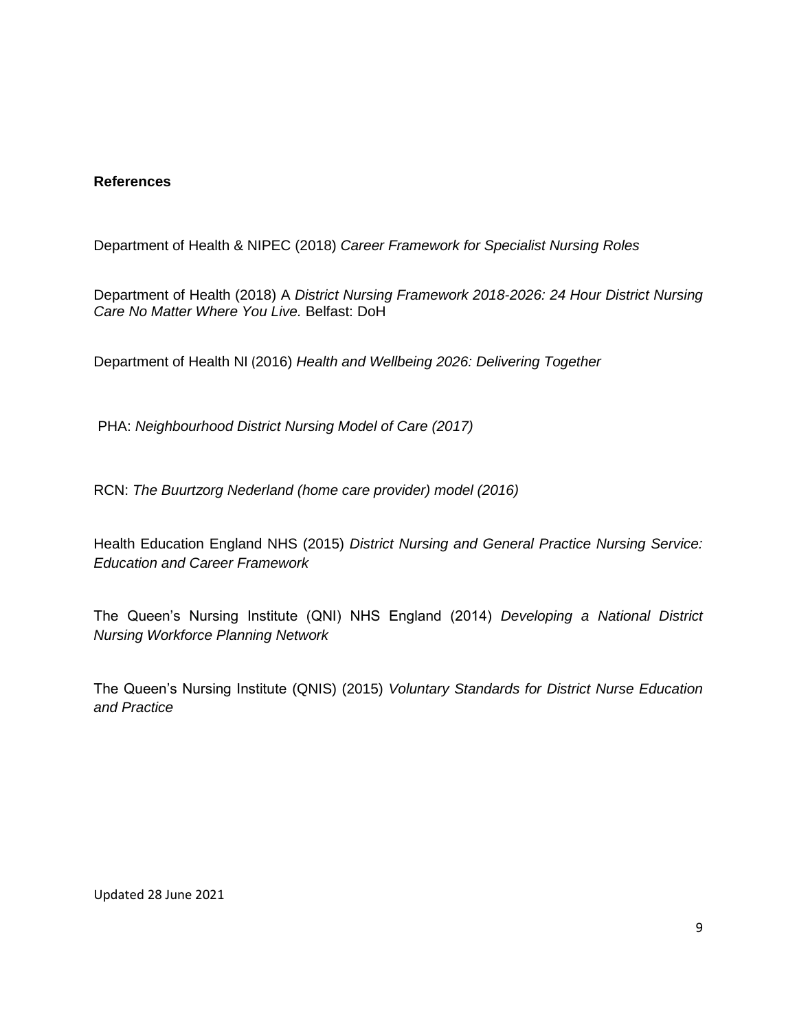**References**

Department of Health & NIPEC (2018) *Career Framework for Specialist Nursing Roles*

Department of Health (2018) A *District Nursing Framework 2018-2026: 24 Hour District Nursing Care No Matter Where You Live.* Belfast: DoH

Department of Health NI (2016) *Health and Wellbeing 2026: Delivering Together*

PHA: *Neighbourhood District Nursing Model of Care (2017)*

RCN: *The Buurtzorg Nederland (home care provider) model (2016)*

Health Education England NHS (2015) *District Nursing and General Practice Nursing Service: Education and Career Framework*

The Queen's Nursing Institute (QNI) NHS England (2014) *Developing a National District Nursing Workforce Planning Network*

The Queen's Nursing Institute (QNIS) (2015) *Voluntary Standards for District Nurse Education and Practice*

Updated 28 June 2021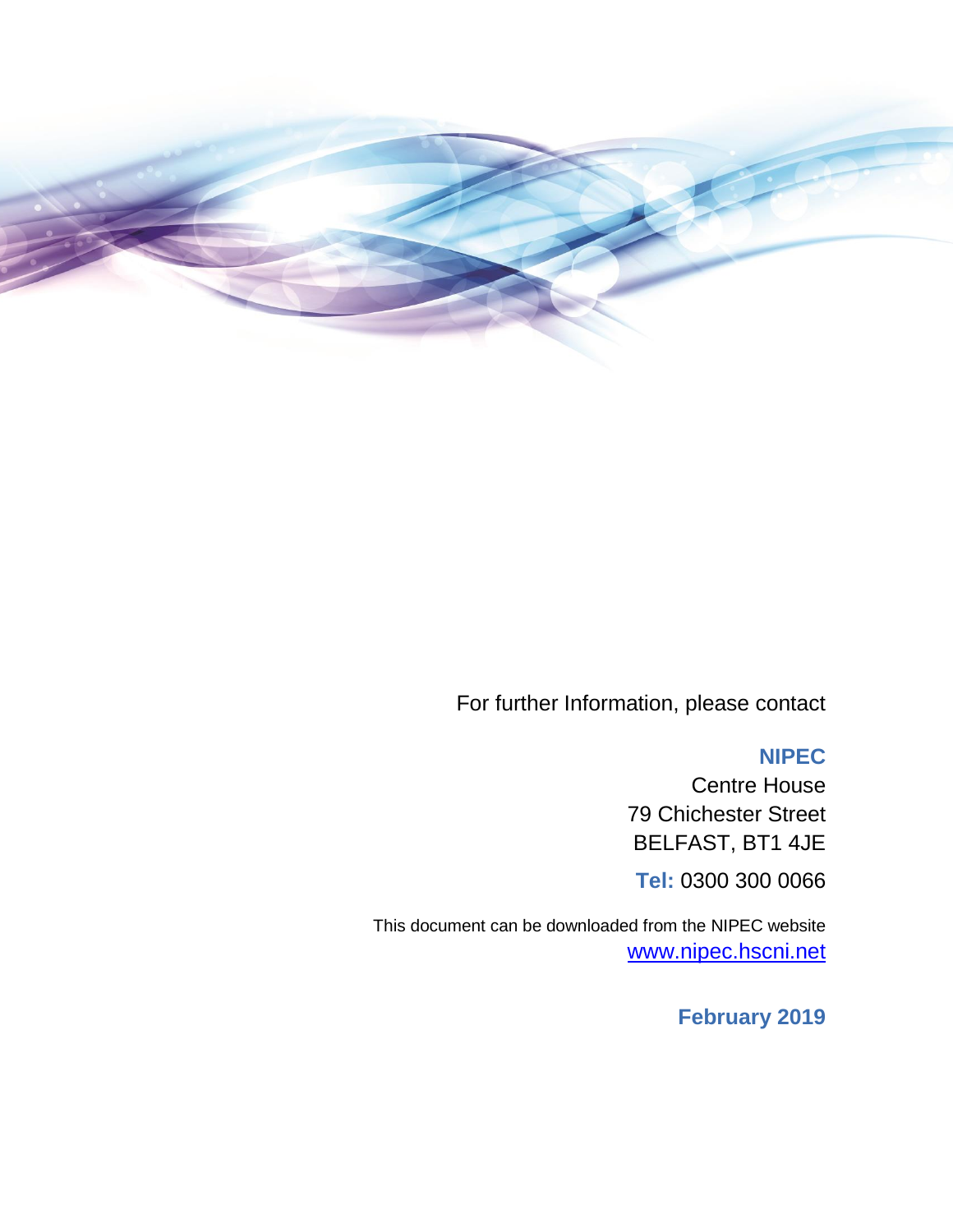For further Information, please contact

**NIPEC**

Centre House

79 Chichester Street

BELFAST, BT1 4JE

**Tel:** 0300 300 0066

This document can be downloaded from the NIPEC website

[www.nipec.hscni.net](http://www.nipec.hscni.net)

**February 2019**